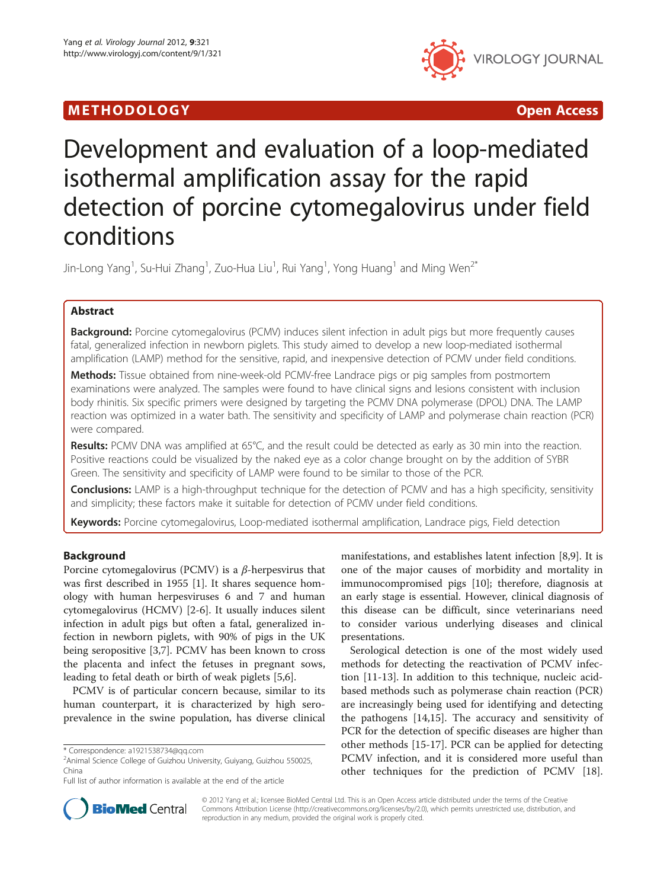METHODOLOGY **Open Access**

# Development and evaluation of a loop-mediated isothermal amplification assay for the rapid detection of porcine cytomegalovirus under field conditions

Jin-Long Yang[1], Su-Hui Zhang[1], Zuo-Hua Liu[1], Rui Yang[1], Yong Huang[1] and Ming Wen[2*]

## Abstract

**Background:** Porcine cytomegalovirus (PCMV) induces silent infection in adult pigs but more frequently causes fatal, generalized infection in newborn piglets. This study aimed to develop a new loop-mediated isothermal amplification (LAMP) method for the sensitive, rapid, and inexpensive detection of PCMV under field conditions.

**Methods:** Tissue obtained from nine-week-old PCMV-free Landrace pigs or pig samples from postmortem examinations were analyzed. The samples were found to have clinical signs and lesions consistent with inclusion body rhinitis. Six specific primers were designed by targeting the PCMV DNA polymerase (DPOL) DNA. The LAMP reaction was optimized in a water bath. The sensitivity and specificity of LAMP and polymerase chain reaction (PCR) were compared.

**Results:** PCMV DNA was amplified at 65°C, and the result could be detected as early as 30 min into the reaction. Positive reactions could be visualized by the naked eye as a color change brought on by the addition of SYBR Green. The sensitivity and specificity of LAMP were found to be similar to those of the PCR.

**Conclusions:** LAMP is a high-throughput technique for the detection of PCMV and has a high specificity, sensitivity and simplicity; these factors make it suitable for detection of PCMV under field conditions.

**Keywords:** Porcine cytomegalovirus, Loop-mediated isothermal amplification, Landrace pigs, Field detection

## Background

Porcine cytomegalovirus (PCMV) is a *β*-herpesvirus that was first described in 1955 [1]. It shares sequence homology with human herpesviruses 6 and 7 and human cytomegalovirus (HCMV) [2-6]. It usually induces silent infection in adult pigs but often a fatal, generalized infection in newborn piglets, with 90% of pigs in the UK being seropositive [3,7]. PCMV has been known to cross the placenta and infect the fetuses in pregnant sows, leading to fetal death or birth of weak piglets [5,6].

PCMV is of particular concern because, similar to its human counterpart, it is characterized by high seroprevalence in the swine population, has diverse clinical manifestations, and establishes latent infection [8,9]. It is one of the major causes of morbidity and mortality in immunocompromised pigs [10]; therefore, diagnosis at an early stage is essential. However, clinical diagnosis of this disease can be difficult, since veterinarians need to consider various underlying diseases and clinical presentations.

Serological detection is one of the most widely used methods for detecting the reactivation of PCMV infection [11-13]. In addition to this technique, nucleic acid-based methods such as polymerase chain reaction (PCR) are increasingly being used for identifying and detecting the pathogens [14,15]. The accuracy and sensitivity of PCR for the detection of specific diseases are higher than other methods [15-17]. PCR can be applied for detecting PCMV infection, and it is considered more useful than other techniques for the prediction of PCMV [18].

\* Correspondence: a1921538734@qq.com
[2]Animal Science College of Guizhou University, Guiyang, Guizhou 550025, China
Full list of author information is available at the end of the article

© 2012 Yang et al.; licensee BioMed Central Ltd. This is an Open Access article distributed under the terms of the Creative Commons Attribution License (http://creativecommons.org/licenses/by/2.0), which permits unrestricted use, distribution, and reproduction in any medium, provided the original work is properly cited.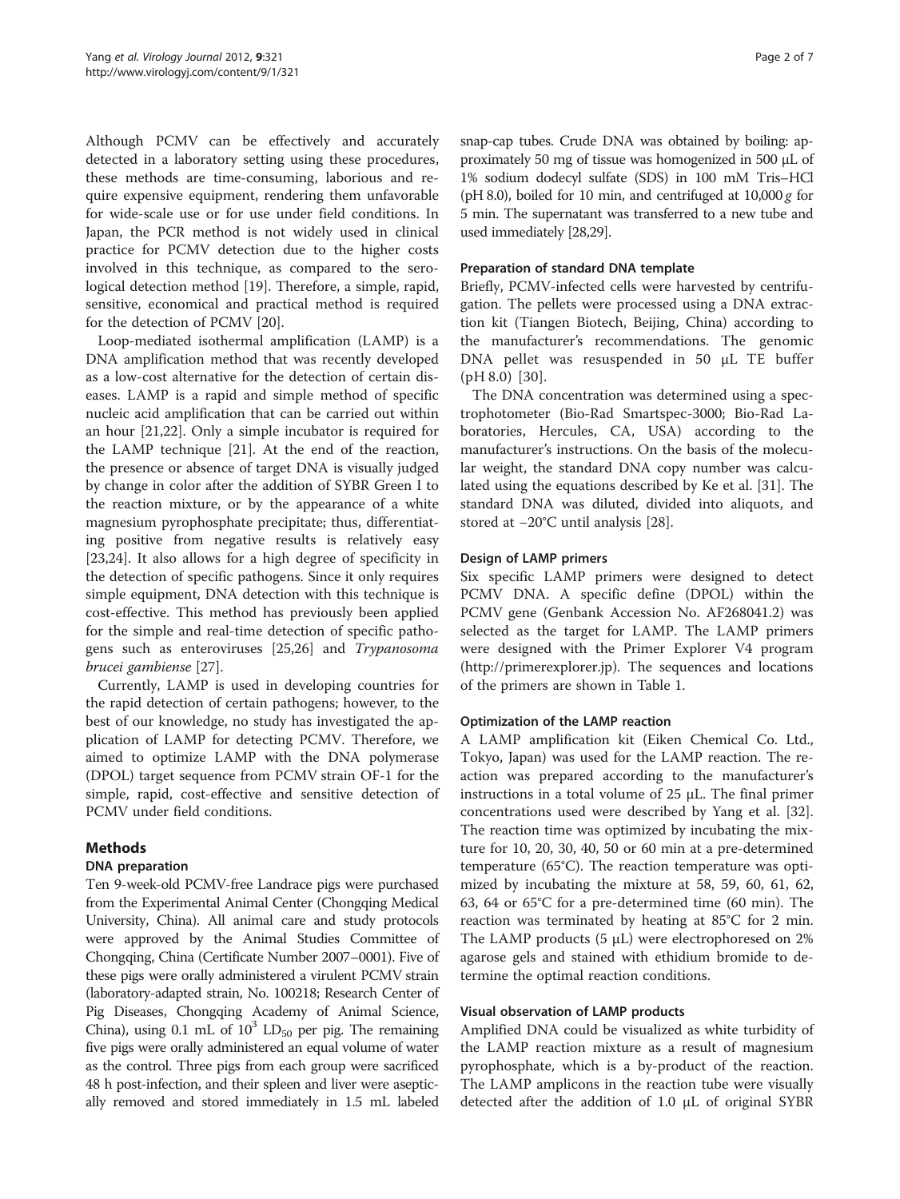Although PCMV can be effectively and accurately detected in a laboratory setting using these procedures, these methods are time-consuming, laborious and require expensive equipment, rendering them unfavorable for wide-scale use or for use under field conditions. In Japan, the PCR method is not widely used in clinical practice for PCMV detection due to the higher costs involved in this technique, as compared to the serological detection method [19]. Therefore, a simple, rapid, sensitive, economical and practical method is required for the detection of PCMV [20].

Loop-mediated isothermal amplification (LAMP) is a DNA amplification method that was recently developed as a low-cost alternative for the detection of certain diseases. LAMP is a rapid and simple method of specific nucleic acid amplification that can be carried out within an hour [21,22]. Only a simple incubator is required for the LAMP technique [21]. At the end of the reaction, the presence or absence of target DNA is visually judged by change in color after the addition of SYBR Green I to the reaction mixture, or by the appearance of a white magnesium pyrophosphate precipitate; thus, differentiating positive from negative results is relatively easy [23,24]. It also allows for a high degree of specificity in the detection of specific pathogens. Since it only requires simple equipment, DNA detection with this technique is cost-effective. This method has previously been applied for the simple and real-time detection of specific pathogens such as enteroviruses [25,26] and *Trypanosoma brucei gambiense* [27].

Currently, LAMP is used in developing countries for the rapid detection of certain pathogens; however, to the best of our knowledge, no study has investigated the application of LAMP for detecting PCMV. Therefore, we aimed to optimize LAMP with the DNA polymerase (DPOL) target sequence from PCMV strain OF-1 for the simple, rapid, cost-effective and sensitive detection of PCMV under field conditions.

## Methods

### DNA preparation

Ten 9-week-old PCMV-free Landrace pigs were purchased from the Experimental Animal Center (Chongqing Medical University, China). All animal care and study protocols were approved by the Animal Studies Committee of Chongqing, China (Certificate Number 2007–0001). Five of these pigs were orally administered a virulent PCMV strain (laboratory-adapted strain, No. 100218; Research Center of Pig Diseases, Chongqing Academy of Animal Science, China), using 0.1 mL of $10^3$ $LD_{50}$ per pig. The remaining five pigs were orally administered an equal volume of water as the control. Three pigs from each group were sacrificed 48 h post-infection, and their spleen and liver were aseptically removed and stored immediately in 1.5 mL labeled snap-cap tubes. Crude DNA was obtained by boiling: approximately 50 mg of tissue was homogenized in 500 μL of 1% sodium dodecyl sulfate (SDS) in 100 mM Tris–HCl (pH 8.0), boiled for 10 min, and centrifuged at 10,000 *g* for 5 min. The supernatant was transferred to a new tube and used immediately [28,29].

### Preparation of standard DNA template

Briefly, PCMV-infected cells were harvested by centrifugation. The pellets were processed using a DNA extraction kit (Tiangen Biotech, Beijing, China) according to the manufacturer's recommendations. The genomic DNA pellet was resuspended in 50 μL TE buffer (pH 8.0) [30].

The DNA concentration was determined using a spectrophotometer (Bio-Rad Smartspec-3000; Bio-Rad Laboratories, Hercules, CA, USA) according to the manufacturer's instructions. On the basis of the molecular weight, the standard DNA copy number was calculated using the equations described by Ke et al. [31]. The standard DNA was diluted, divided into aliquots, and stored at −20°C until analysis [28].

### Design of LAMP primers

Six specific LAMP primers were designed to detect PCMV DNA. A specific define (DPOL) within the PCMV gene (Genbank Accession No. AF268041.2) was selected as the target for LAMP. The LAMP primers were designed with the Primer Explorer V4 program (http://primerexplorer.jp). The sequences and locations of the primers are shown in Table 1.

### Optimization of the LAMP reaction

A LAMP amplification kit (Eiken Chemical Co. Ltd., Tokyo, Japan) was used for the LAMP reaction. The reaction was prepared according to the manufacturer's instructions in a total volume of 25 μL. The final primer concentrations used were described by Yang et al. [32]. The reaction time was optimized by incubating the mixture for 10, 20, 30, 40, 50 or 60 min at a pre-determined temperature (65°C). The reaction temperature was optimized by incubating the mixture at 58, 59, 60, 61, 62, 63, 64 or 65°C for a pre-determined time (60 min). The reaction was terminated by heating at 85°C for 2 min. The LAMP products (5 μL) were electrophoresed on 2% agarose gels and stained with ethidium bromide to determine the optimal reaction conditions.

### Visual observation of LAMP products

Amplified DNA could be visualized as white turbidity of the LAMP reaction mixture as a result of magnesium pyrophosphate, which is a by-product of the reaction. The LAMP amplicons in the reaction tube were visually detected after the addition of 1.0 μL of original SYBR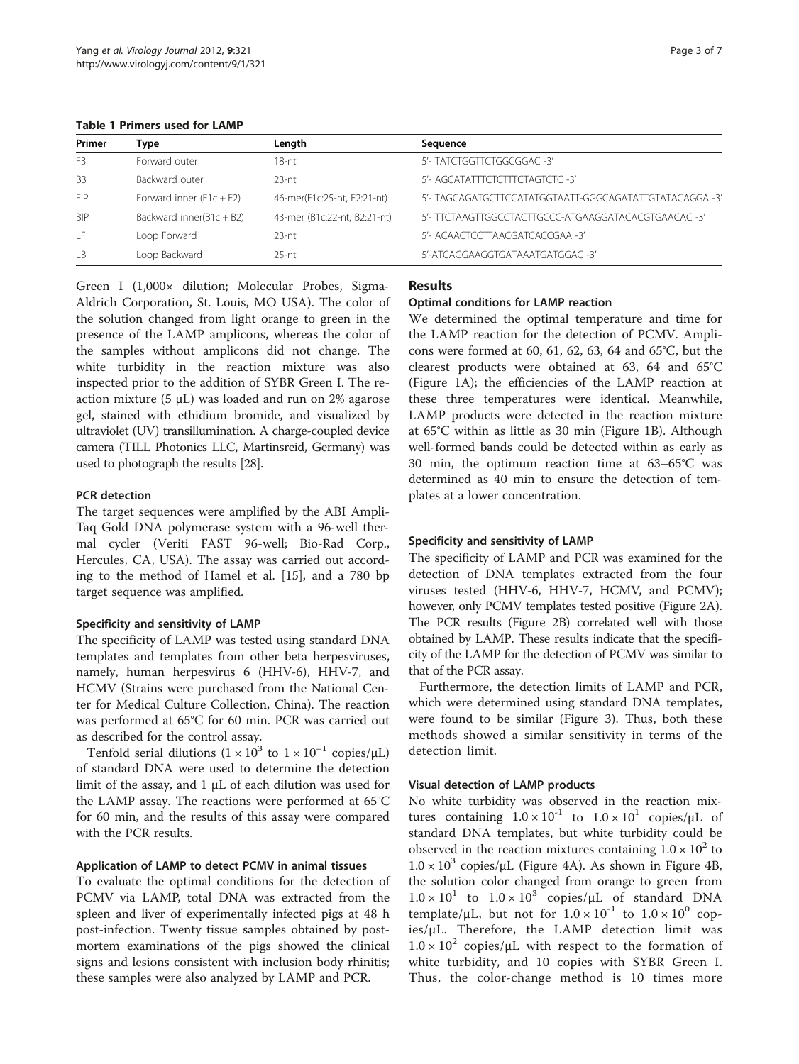**Table 1 Primers used for LAMP**

| Primer | Type | Length | Sequence |
|---|---|---|---|
| F3 | Forward outer | 18-nt | 5'- TATCTGGTTCTGGCGGAC -3' |
| B3 | Backward outer | 23-nt | 5'- AGCATATTTCTCTTTCTAGTCTC -3' |
| FIP | Forward inner (F1c + F2) | 46-mer(F1c:25-nt, F2:21-nt) | 5'- TAGCAGATGCTTCCATATGGTAATT-GGGCAGATATTGTATACAGGA -3' |
| BIP | Backward inner(B1c + B2) | 43-mer (B1c:22-nt, B2:21-nt) | 5'- TTCTAAGTTGGCCTACTTGCCC-ATGAAGGATACACGTGAACAC -3' |
| LF | Loop Forward | 23-nt | 5'- ACAACTCCTTAACGATCACCGAA -3' |
| LB | Loop Backward | 25-nt | 5'-ATCAGGAAGGTGATAAATGATGGAC -3' |

Green I (1,000× dilution; Molecular Probes, Sigma-Aldrich Corporation, St. Louis, MO USA). The color of the solution changed from light orange to green in the presence of the LAMP amplicons, whereas the color of the samples without amplicons did not change. The white turbidity in the reaction mixture was also inspected prior to the addition of SYBR Green I. The reaction mixture (5 μL) was loaded and run on 2% agarose gel, stained with ethidium bromide, and visualized by ultraviolet (UV) transillumination. A charge-coupled device camera (TILL Photonics LLC, Martinsreid, Germany) was used to photograph the results [28].

### PCR detection

The target sequences were amplified by the ABI Ampli-Taq Gold DNA polymerase system with a 96-well thermal cycler (Veriti FAST 96-well; Bio-Rad Corp., Hercules, CA, USA). The assay was carried out according to the method of Hamel et al. [15], and a 780 bp target sequence was amplified.

### Specificity and sensitivity of LAMP

The specificity of LAMP was tested using standard DNA templates and templates from other beta herpesviruses, namely, human herpesvirus 6 (HHV-6), HHV-7, and HCMV (Strains were purchased from the National Center for Medical Culture Collection, China). The reaction was performed at 65°C for 60 min. PCR was carried out as described for the control assay.

Tenfold serial dilutions ($1 \times 10^{3}$ to $1 \times 10^{-1}$ copies/μL) of standard DNA were used to determine the detection limit of the assay, and 1 μL of each dilution was used for the LAMP assay. The reactions were performed at 65°C for 60 min, and the results of this assay were compared with the PCR results.

### Application of LAMP to detect PCMV in animal tissues

To evaluate the optimal conditions for the detection of PCMV via LAMP, total DNA was extracted from the spleen and liver of experimentally infected pigs at 48 h post-infection. Twenty tissue samples obtained by postmortem examinations of the pigs showed the clinical signs and lesions consistent with inclusion body rhinitis; these samples were also analyzed by LAMP and PCR.

## Results

### Optimal conditions for LAMP reaction

We determined the optimal temperature and time for the LAMP reaction for the detection of PCMV. Amplicons were formed at 60, 61, 62, 63, 64 and 65°C, but the clearest products were obtained at 63, 64 and 65°C (Figure 1A); the efficiencies of the LAMP reaction at these three temperatures were identical. Meanwhile, LAMP products were detected in the reaction mixture at 65°C within as little as 30 min (Figure 1B). Although well-formed bands could be detected within as early as 30 min, the optimum reaction time at 63–65°C was determined as 40 min to ensure the detection of templates at a lower concentration.

### Specificity and sensitivity of LAMP

The specificity of LAMP and PCR was examined for the detection of DNA templates extracted from the four viruses tested (HHV-6, HHV-7, HCMV, and PCMV); however, only PCMV templates tested positive (Figure 2A). The PCR results (Figure 2B) correlated well with those obtained by LAMP. These results indicate that the specificity of the LAMP for the detection of PCMV was similar to that of the PCR assay.

Furthermore, the detection limits of LAMP and PCR, which were determined using standard DNA templates, were found to be similar (Figure 3). Thus, both these methods showed a similar sensitivity in terms of the detection limit.

### Visual detection of LAMP products

No white turbidity was observed in the reaction mixtures containing $1.0 \times 10^{-1}$ to $1.0 \times 10^{1}$ copies/μL of standard DNA templates, but white turbidity could be observed in the reaction mixtures containing $1.0 \times 10^{2}$ to $1.0 \times 10^{3}$ copies/μL (Figure 4A). As shown in Figure 4B, the solution color changed from orange to green from $1.0 \times 10^{1}$ to $1.0 \times 10^{3}$ copies/μL of standard DNA template/μL, but not for $1.0 \times 10^{-1}$ to $1.0 \times 10^{0}$ copies/μL. Therefore, the LAMP detection limit was $1.0 \times 10^{2}$ copies/μL with respect to the formation of white turbidity, and 10 copies with SYBR Green I. Thus, the color-change method is 10 times more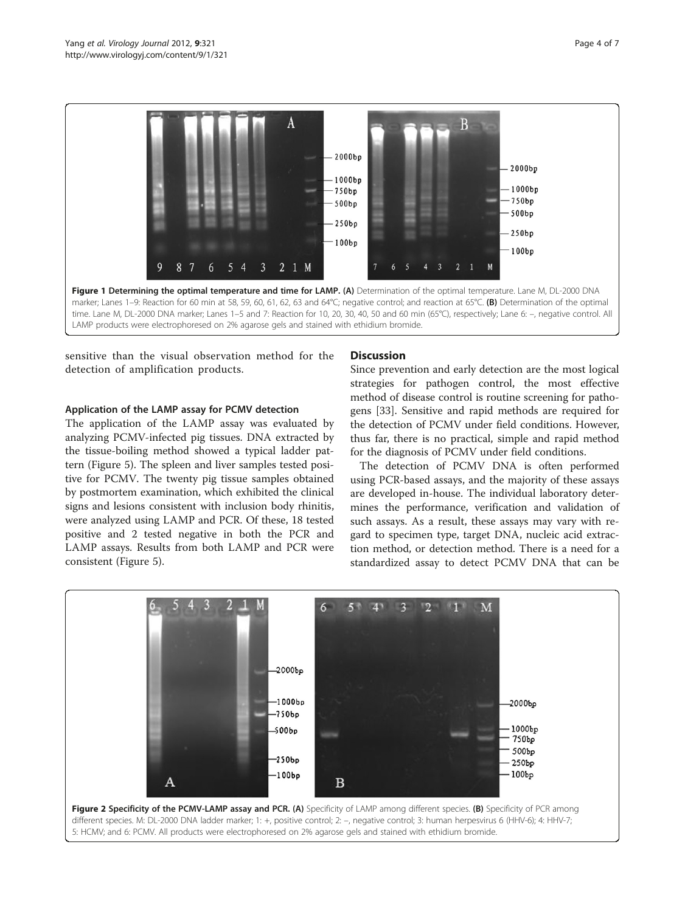**Figure 1 Determining the optimal temperature and time for LAMP. (A)** Determination of the optimal temperature. Lane M, DL-2000 DNA marker; Lanes 1–9: Reaction for 60 min at 58, 59, 60, 61, 62, 63 and 64°C; negative control; and reaction at 65°C. **(B)** Determination of the optimal time. Lane M, DL-2000 DNA marker; Lanes 1–5 and 7: Reaction for 10, 20, 30, 40, 50 and 60 min (65°C), respectively; Lane 6: –, negative control. All LAMP products were electrophoresed on 2% agarose gels and stained with ethidium bromide.

sensitive than the visual observation method for the detection of amplification products.

### Application of the LAMP assay for PCMV detection

The application of the LAMP assay was evaluated by analyzing PCMV-infected pig tissues. DNA extracted by the tissue-boiling method showed a typical ladder pattern (Figure 5). The spleen and liver samples tested positive for PCMV. The twenty pig tissue samples obtained by postmortem examination, which exhibited the clinical signs and lesions consistent with inclusion body rhinitis, were analyzed using LAMP and PCR. Of these, 18 tested positive and 2 tested negative in both the PCR and LAMP assays. Results from both LAMP and PCR were consistent (Figure 5).

## Discussion

Since prevention and early detection are the most logical strategies for pathogen control, the most effective method of disease control is routine screening for pathogens [33]. Sensitive and rapid methods are required for the detection of PCMV under field conditions. However, thus far, there is no practical, simple and rapid method for the diagnosis of PCMV under field conditions.

The detection of PCMV DNA is often performed using PCR-based assays, and the majority of these assays are developed in-house. The individual laboratory determines the performance, verification and validation of such assays. As a result, these assays may vary with regard to specimen type, target DNA, nucleic acid extraction method, or detection method. There is a need for a standardized assay to detect PCMV DNA that can be

**Figure 2 Specificity of the PCMV-LAMP assay and PCR. (A)** Specificity of LAMP among different species. **(B)** Specificity of PCR among different species. M: DL-2000 DNA ladder marker; 1: +, positive control; 2: –, negative control; 3: human herpesvirus 6 (HHV-6); 4: HHV-7; 5: HCMV; and 6: PCMV. All products were electrophoresed on 2% agarose gels and stained with ethidium bromide.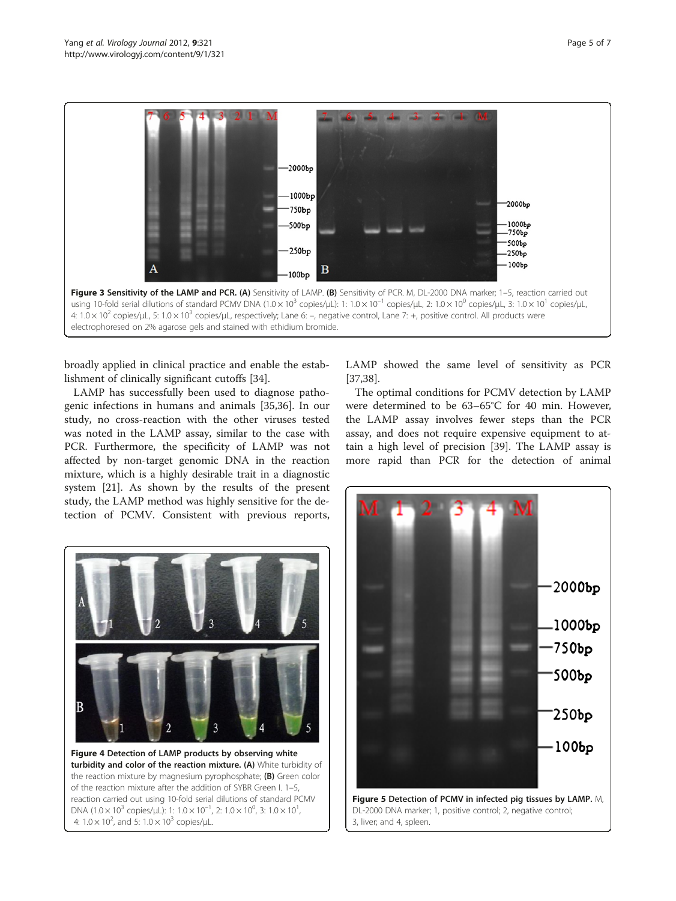Figure 3 Sensitivity of the LAMP and PCR. (A) Sensitivity of LAMP. (B) Sensitivity of PCR. M, DL-2000 DNA marker; 1–5, reaction carried out using 10-fold serial dilutions of standard PCMV DNA ($1.0 \times 10^3$ copies/μL): 1: $1.0 \times 10^{-1}$ copies/μL, 2: $1.0 \times 10^0$ copies/μL, 3: $1.0 \times 10^1$ copies/μL, 4: $1.0 \times 10^2$ copies/μL, 5: $1.0 \times 10^3$ copies/μL, respectively; Lane 6: –, negative control, Lane 7: +, positive control. All products were electrophoresed on 2% agarose gels and stained with ethidium bromide.

broadly applied in clinical practice and enable the establishment of clinically significant cutoffs [34].

LAMP has successfully been used to diagnose pathogenic infections in humans and animals [35,36]. In our study, no cross-reaction with the other viruses tested was noted in the LAMP assay, similar to the case with PCR. Furthermore, the specificity of LAMP was not affected by non-target genomic DNA in the reaction mixture, which is a highly desirable trait in a diagnostic system [21]. As shown by the results of the present study, the LAMP method was highly sensitive for the detection of PCMV. Consistent with previous reports, LAMP showed the same level of sensitivity as PCR [37,38].

The optimal conditions for PCMV detection by LAMP were determined to be 63–65°C for 40 min. However, the LAMP assay involves fewer steps than the PCR assay, and does not require expensive equipment to attain a high level of precision [39]. The LAMP assay is more rapid than PCR for the detection of animal

Figure 4 Detection of LAMP products by observing white turbidity and color of the reaction mixture. (A) White turbidity of the reaction mixture by magnesium pyrophosphate; (B) Green color of the reaction mixture after the addition of SYBR Green I. 1–5, reaction carried out using 10-fold serial dilutions of standard PCMV DNA ($1.0 \times 10^3$ copies/μL): 1: $1.0 \times 10^{-1}$, 2: $1.0 \times 10^0$, 3: $1.0 \times 10^1$, 4: $1.0 \times 10^2$, and 5: $1.0 \times 10^3$ copies/μL.

Figure 5 Detection of PCMV in infected pig tissues by LAMP. M, DL-2000 DNA marker; 1, positive control; 2, negative control; 3, liver; and 4, spleen.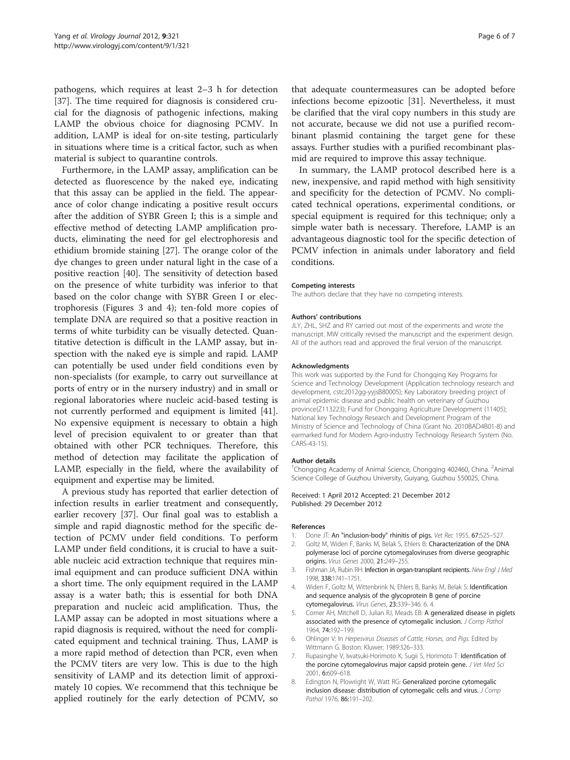pathogens, which requires at least 2–3 h for detection [37]. The time required for diagnosis is considered crucial for the diagnosis of pathogenic infections, making LAMP the obvious choice for diagnosing PCMV. In addition, LAMP is ideal for on-site testing, particularly in situations where time is a critical factor, such as when material is subject to quarantine controls.

Furthermore, in the LAMP assay, amplification can be detected as fluorescence by the naked eye, indicating that this assay can be applied in the field. The appearance of color change indicating a positive result occurs after the addition of SYBR Green I; this is a simple and effective method of detecting LAMP amplification products, eliminating the need for gel electrophoresis and ethidium bromide staining [27]. The orange color of the dye changes to green under natural light in the case of a positive reaction [40]. The sensitivity of detection based on the presence of white turbidity was inferior to that based on the color change with SYBR Green I or electrophoresis (Figures 3 and 4); ten-fold more copies of template DNA are required so that a positive reaction in terms of white turbidity can be visually detected. Quantitative detection is difficult in the LAMP assay, but inspection with the naked eye is simple and rapid. LAMP can potentially be used under field conditions even by non-specialists (for example, to carry out surveillance at ports of entry or in the nursery industry) and in small or regional laboratories where nucleic acid-based testing is not currently performed and equipment is limited [41]. No expensive equipment is necessary to obtain a high level of precision equivalent to or greater than that obtained with other PCR techniques. Therefore, this method of detection may facilitate the application of LAMP, especially in the field, where the availability of equipment and expertise may be limited.

A previous study has reported that earlier detection of infection results in earlier treatment and consequently, earlier recovery [37]. Our final goal was to establish a simple and rapid diagnostic method for the specific detection of PCMV under field conditions. To perform LAMP under field conditions, it is crucial to have a suitable nucleic acid extraction technique that requires minimal equipment and can produce sufficient DNA within a short time. The only equipment required in the LAMP assay is a water bath; this is essential for both DNA preparation and nucleic acid amplification. Thus, the LAMP assay can be adopted in most situations where a rapid diagnosis is required, without the need for complicated equipment and technical training. Thus, LAMP is a more rapid method of detection than PCR, even when the PCMV titers are very low. This is due to the high sensitivity of LAMP and its detection limit of approximately 10 copies. We recommend that this technique be applied routinely for the early detection of PCMV, so that adequate countermeasures can be adopted before infections become epizootic [31]. Nevertheless, it must be clarified that the viral copy numbers in this study are not accurate, because we did not use a purified recombinant plasmid containing the target gene for these assays. Further studies with a purified recombinant plasmid are required to improve this assay technique.

In summary, the LAMP protocol described here is a new, inexpensive, and rapid method with high sensitivity and specificity for the detection of PCMV. No complicated technical operations, experimental conditions, or special equipment is required for this technique; only a simple water bath is necessary. Therefore, LAMP is an advantageous diagnostic tool for the specific detection of PCMV infection in animals under laboratory and field conditions.

#### Competing interests
The authors declare that they have no competing interests.

#### Authors' contributions
JLY, ZHL, SHZ and RY carried out most of the experiments and wrote the manuscript. MW critically revised the manuscript and the experiment design. All of the authors read and approved the final version of the manuscript.

#### Acknowledgments
This work was supported by the Fund for Chongqing Key Programs for Science and Technology Development (Application technology research and development, cstc2012gg-yyjsB80005); Key Laboratory breeding project of animal epidemic disease and public health on veterinary of Guizhou province(Z113223); Fund for Chongqing Agriculture Development (11405); National key Technology Research and Development Program of the Ministry of Science and Technology of China (Grant No. 2010BAD4B01-8) and earmarked fund for Modern Agro-industry Technology Research System (No. CARS-43-15).

#### Author details
[1]Chongqing Academy of Animal Science, Chongqing 402460, China. [2]Animal Science College of Guizhou University, Guiyang, Guizhou 550025, China.

Received: 1 April 2012 Accepted: 21 December 2012
Published: 29 December 2012

#### References
1. Done JT: **An "inclusion-body" rhinitis of pigs.** *Vet Rec* 1955, **67**:525–527.
2. Goltz M, Widen F, Banks M, Belak S, Ehlers B: **Characterization of the DNA polymerase loci of porcine cytomegaloviruses from diverse geographic origins.** *Virus Genes* 2000, **21**:249–255.
3. Fishman JA, Rubin RH: **Infection in organ-transplant recipients.** *New Engl J Med* 1998, **338**:1741–1751.
4. Widen F, Goltz M, Wittenbrink N, Ehlers B, Banks M, Belak S: **Identification and sequence analysis of the glycoprotein B gene of porcine cytomegalovirus.** *Virus Genes*, **23**:339–346. 6. 4.
5. Corner AH, Mitchell D, Julian RJ, Meads EB: **A generalized disease in piglets associated with the presence of cytomegalic inclusion.** *J Comp Pathol* 1964, **74**:192–199.
6. Ohlinger V: In *Herpesvirus Diseases of Cattle, Horses, and Pigs*. Edited by Wittmann G. Boston: Kluwer; 1989:326–333.
7. Rupasinghe V, Iwatsuki-Horimoto K, Sugii S, Horimoto T: **Identification of the porcine cytomegalovirus major capsid protein gene.** *J Vet Med Sci* 2001, **6**:609–618.
8. Edington N, Plowright W, Watt RG: **Generalized porcine cytomegalic inclusion disease: distribution of cytomegalic cells and virus.** *J Comp Pathol* 1976, **86**:191–202.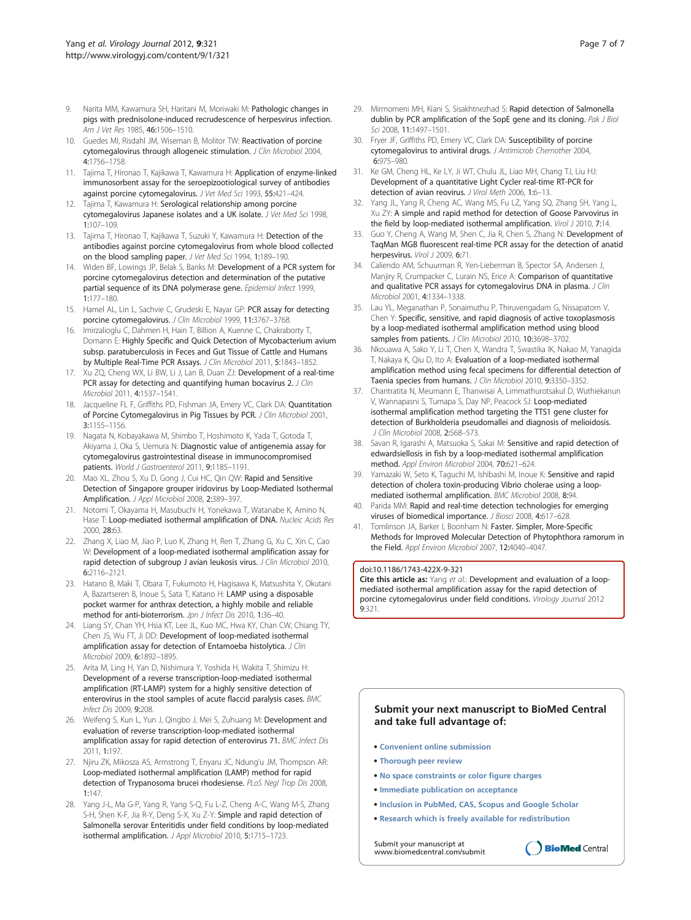9. Narita MM, Kawamura SH, Haritani M, Moriwaki M: **Pathologic changes in pigs with prednisolone-induced recrudescence of herpesvirus infection.** *Am J Vet Res* 1985, **46**:1506–1510.
10. Guedes MI, Risdahl JM, Wiseman B, Molitor TW: **Reactivation of porcine cytomegalovirus through allogeneic stimulation.** *J Clin Microbiol* 2004, **4**:1756–1758.
11. Tajima T, Hironao T, Kajikawa T, Kawamura H: **Application of enzyme-linked immunosorbent assay for the seroepizootiological survey of antibodies against porcine cytomegalovirus.** *J Vet Med Sci* 1993, **55**:421–424.
12. Tajima T, Kawamura H: **Serological relationship among porcine cytomegalovirus Japanese isolates and a UK isolate.** *J Vet Med Sci* 1998, **1**:107–109.
13. Tajima T, Hironao T, Kajikawa T, Suzuki Y, Kawamura H: **Detection of the antibodies against porcine cytomegalovirus from whole blood collected on the blood sampling paper.** *J Vet Med Sci* 1994, **1**:189–190.
14. Widen BF, Lowings JP, Belak S, Banks M: **Development of a PCR system for porcine cytomegalovirus detection and determination of the putative partial sequence of its DNA polymerase gene.** *Epidemiol Infect* 1999, **1**:177–180.
15. Hamel AL, Lin L, Sachvie C, Grudeski E, Nayar GP: **PCR assay for detecting porcine cytomegalovirus.** *J Clin Microbiol* 1999, **11**:3767–3768.
16. Imirzalioglu C, Dahmen H, Hain T, Billion A, Kuenne C, Chakraborty T, Domann E: **Highly Specific and Quick Detection of Mycobacterium avium subsp. paratuberculosis in Feces and Gut Tissue of Cattle and Humans by Multiple Real-Time PCR Assays.** *J Clin Microbiol* 2011, **5**:1843–1852.
17. Xu ZQ, Cheng WX, Li BW, Li J, Lan B, Duan ZJ: **Development of a real-time PCR assay for detecting and quantifying human bocavirus 2.** *J Clin Microbiol* 2011, **4**:1537–1541.
18. Jacqueline FL F, Griffiths PD, Fishman JA, Emery VC, Clark DA: **Quantitation of Porcine Cytomegalovirus in Pig Tissues by PCR.** *J Clin Microbiol* 2001, **3**:1155–1156.
19. Nagata N, Kobayakawa M, Shimbo T, Hoshimoto K, Yada T, Gotoda T, Akiyama J, Oka S, Uemura N: **Diagnostic value of antigenemia assay for cytomegalovirus gastrointestinal disease in immunocompromised patients.** *World J Gastroenterol* 2011, **9**:1185–1191.
20. Mao XL, Zhou S, Xu D, Gong J, Cui HC, Qin QW: **Rapid and Sensitive Detection of Singapore grouper iridovirus by Loop-Mediated Isothermal Amplification.** *J Appl Microbiol* 2008, **2**:389–397.
21. Notomi T, Okayama H, Masubuchi H, Yonekawa T, Watanabe K, Amino N, Hase T: **Loop-mediated isothermal amplification of DNA.** *Nucleic Acids Res* 2000, **28**:63.
22. Zhang X, Liao M, Jiao P, Luo K, Zhang H, Ren T, Zhang G, Xu C, Xin C, Cao W: **Development of a loop-mediated isothermal amplification assay for rapid detection of subgroup J avian leukosis virus.** *J Clin Microbiol* 2010, **6**:2116–2121.
23. Hatano B, Maki T, Obara T, Fukumoto H, Hagisawa K, Matsushita Y, Okutani A, Bazartseren B, Inoue S, Sata T, Katano H: **LAMP using a disposable pocket warmer for anthrax detection, a highly mobile and reliable method for anti-bioterrorism.** *Jpn J Infect Dis* 2010, **1**:36–40.
24. Liang SY, Chan YH, Hsia KT, Lee JL, Kuo MC, Hwa KY, Chan CW, Chiang TY, Chen JS, Wu FT, Ji DD: **Development of loop-mediated isothermal amplification assay for detection of Entamoeba histolytica.** *J Clin Microbiol* 2009, **6**:1892–1895.
25. Arita M, Ling H, Yan D, Nishimura Y, Yoshida H, Wakita T, Shimizu H: **Development of a reverse transcription-loop-mediated isothermal amplification (RT-LAMP) system for a highly sensitive detection of enterovirus in the stool samples of acute flaccid paralysis cases.** *BMC Infect Dis* 2009, **9**:208.
26. Weifeng S, Kun L, Yun J, Qingbo J, Mei S, Zuhuang M: **Development and evaluation of reverse transcription-loop-mediated isothermal amplification assay for rapid detection of enterovirus 71.** *BMC Infect Dis* 2011, **1**:197.
27. Njiru ZK, Mikosza AS, Armstrong T, Enyaru JC, Ndung'u JM, Thompson AR: **Loop-mediated isothermal amplification (LAMP) method for rapid detection of Trypanosoma brucei rhodesiense.** *PLoS Negl Trop Dis* 2008, **1**:147.
28. Yang J-L, Ma G-P, Yang R, Yang S-Q, Fu L-Z, Cheng A-C, Wang M-S, Zhang S-H, Shen K-F, Jia R-Y, Deng S-X, Xu Z-Y: **Simple and rapid detection of Salmonella serovar Enteritidis under field conditions by loop-mediated isothermal amplification.** *J Appl Microbiol* 2010, **5**:1715–1723.
29. Mirmomeni MH, Kiani S, Sisakhtnezhad S: **Rapid detection of Salmonella dublin by PCR amplification of the SopE gene and its cloning.** *Pak J Biol Sci* 2008, **11**:1497–1501.
30. Fryer JF, Griffiths PD, Emery VC, Clark DA: **Susceptibility of porcine cytomegalovirus to antiviral drugs.** *J Antimicrob Chemother* 2004, **6**:975–980.
31. Ke GM, Cheng HL, Ke LY, Ji WT, Chulu JL, Liao MH, Chang TJ, Liu HJ: **Development of a quantitative Light Cycler real-time RT-PCR for detection of avian reovirus.** *J Virol Meth* 2006, **1**:6–13.
32. Yang JL, Yang R, Cheng AC, Wang MS, Fu LZ, Yang SQ, Zhang SH, Yang L, Xu ZY: **A simple and rapid method for detection of Goose Parvovirus in the field by loop-mediated isothermal amplification.** *Virol J* 2010, **7**:14.
33. Guo Y, Cheng A, Wang M, Shen C, Jia R, Chen S, Zhang N: **Development of TaqMan MGB fluorescent real-time PCR assay for the detection of anatid herpesvirus.** *Virol J* 2009, **6**:71.
34. Caliendo AM, Schuurman R, Yen-Lieberman B, Spector SA, Andersen J, Manjiry R, Crumpacker C, Lurain NS, Erice A: **Comparison of quantitative and qualitative PCR assays for cytomegalovirus DNA in plasma.** *J Clin Microbiol* 2001, **4**:1334–1338.
35. Lau YL, Meganathan P, Sonaimuthu P, Thiruvengadam G, Nissapatorn V, Chen Y: **Specific, sensitive, and rapid diagnosis of active toxoplasmosis by a loop-mediated isothermal amplification method using blood samples from patients.** *J Clin Microbiol* 2010, **10**:3698–3702.
36. Nkouawa A, Sako Y, Li T, Chen X, Wandra T, Swastika IK, Nakao M, Yanagida T, Nakaya K, Qiu D, Ito A: **Evaluation of a loop-mediated isothermal amplification method using fecal specimens for differential detection of Taenia species from humans.** *J Clin Microbiol* 2010, **9**:3350–3352.
37. Chantratita N, Meumann E, Thanwisai A, Limmathurotsakul D, Wuthiekanun V, Wannapasni S, Tumapa S, Day NP, Peacock SJ: **Loop-mediated isothermal amplification method targeting the TTS1 gene cluster for detection of Burkholderia pseudomallei and diagnosis of melioidosis.** *J Clin Microbiol* 2008, **2**:568–573.
38. Savan R, Igarashi A, Matsuoka S, Sakai M: **Sensitive and rapid detection of edwardsiellosis in fish by a loop-mediated isothermal amplification method.** *Appl Environ Microbiol* 2004, **70**:621–624.
39. Yamazaki W, Seto K, Taguchi M, Ishibashi M, Inoue K: **Sensitive and rapid detection of cholera toxin-producing Vibrio cholerae using a loop-mediated isothermal amplification.** *BMC Microbiol* 2008, **8**:94.
40. Parida MM: **Rapid and real-time detection technologies for emerging viruses of biomedical importance.** *J Biosci* 2008, **4**:617–628.
41. Tomlinson JA, Barker I, Boonham N: **Faster. Simpler, More-Specific Methods for Improved Molecular Detection of Phytophthora ramorum in the Field.** *Appl Environ Microbiol* 2007, **12**:4040–4047.

doi:10.1186/1743-422X-9-321

**Cite this article as:** Yang *et al.*: Development and evaluation of a loop-mediated isothermal amplification assay for the rapid detection of porcine cytomegalovirus under field conditions. *Virology Journal* 2012 **9**:321.

**Submit your next manuscript to BioMed Central and take full advantage of:**

- **Convenient online submission**
- **Thorough peer review**
- **No space constraints or color figure charges**
- **Immediate publication on acceptance**
- **Inclusion in PubMed, CAS, Scopus and Google Scholar**
- **Research which is freely available for redistribution**

Submit your manuscript at
www.biomedcentral.com/submit

BioMed Central